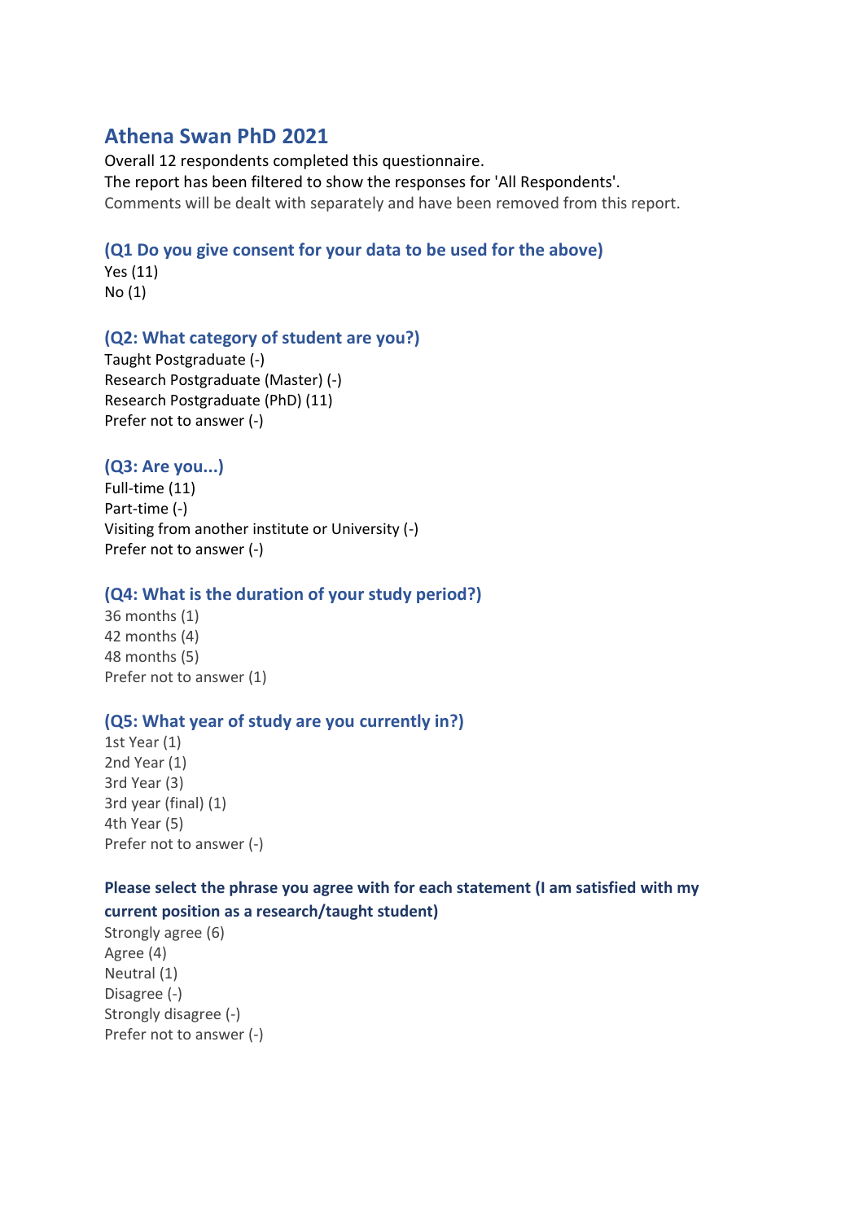# Athena Swan PhD 2021

Overall 12 respondents completed this questionnaire.
The report has been filtered to show the responses for 'All Respondents'.
Comments will be dealt with separately and have been removed from this report.

### (Q1 Do you give consent for your data to be used for the above)

Yes (11)
No (1)

### (Q2: What category of student are you?)

Taught Postgraduate (-)
Research Postgraduate (Master) (-)
Research Postgraduate (PhD) (11)
Prefer not to answer (-)

### (Q3: Are you...)

Full-time (11)
Part-time (-)
Visiting from another institute or University (-)
Prefer not to answer (-)

### (Q4: What is the duration of your study period?)

36 months (1)
42 months (4)
48 months (5)
Prefer not to answer (1)

### (Q5: What year of study are you currently in?)

1st Year (1)
2nd Year (1)
3rd Year (3)
3rd year (final) (1)
4th Year (5)
Prefer not to answer (-)

### Please select the phrase you agree with for each statement (I am satisfied with my current position as a research/taught student)

Strongly agree (6)
Agree (4)
Neutral (1)
Disagree (-)
Strongly disagree (-)
Prefer not to answer (-)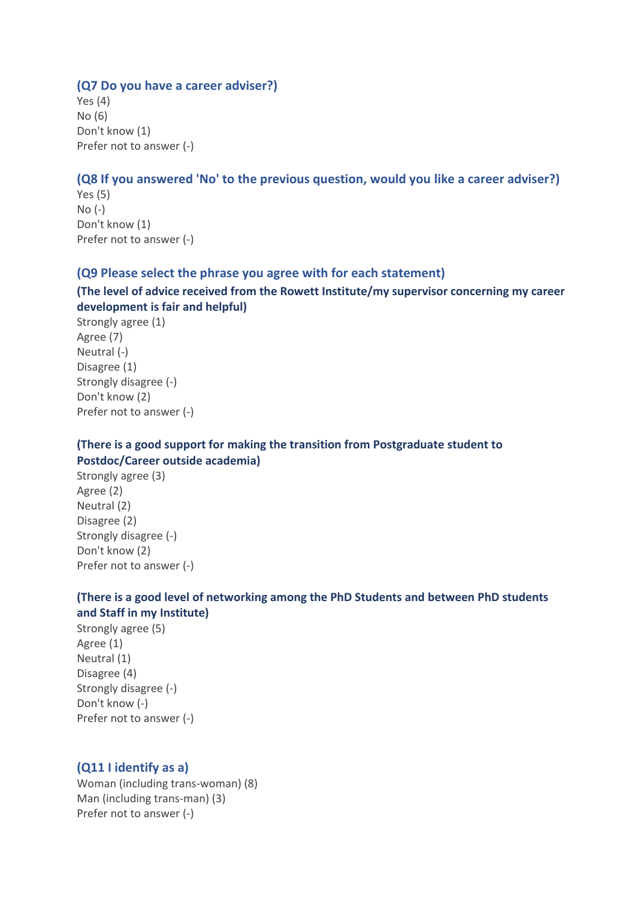### (Q7 Do you have a career adviser?)

Yes (4)
No (6)
Don't know (1)
Prefer not to answer (-)

### (Q8 If you answered 'No' to the previous question, would you like a career adviser?)

Yes (5)
No (-)
Don't know (1)
Prefer not to answer (-)

### (Q9 Please select the phrase you agree with for each statement)

**(The level of advice received from the Rowett Institute/my supervisor concerning my career development is fair and helpful)**

Strongly agree (1)
Agree (7)
Neutral (-)
Disagree (1)
Strongly disagree (-)
Don't know (2)
Prefer not to answer (-)

**(There is a good support for making the transition from Postgraduate student to Postdoc/Career outside academia)**

Strongly agree (3)
Agree (2)
Neutral (2)
Disagree (2)
Strongly disagree (-)
Don't know (2)
Prefer not to answer (-)

**(There is a good level of networking among the PhD Students and between PhD students and Staff in my Institute)**

Strongly agree (5)
Agree (1)
Neutral (1)
Disagree (4)
Strongly disagree (-)
Don't know (-)
Prefer not to answer (-)

### (Q11 I identify as a)

Woman (including trans-woman) (8)
Man (including trans-man) (3)
Prefer not to answer (-)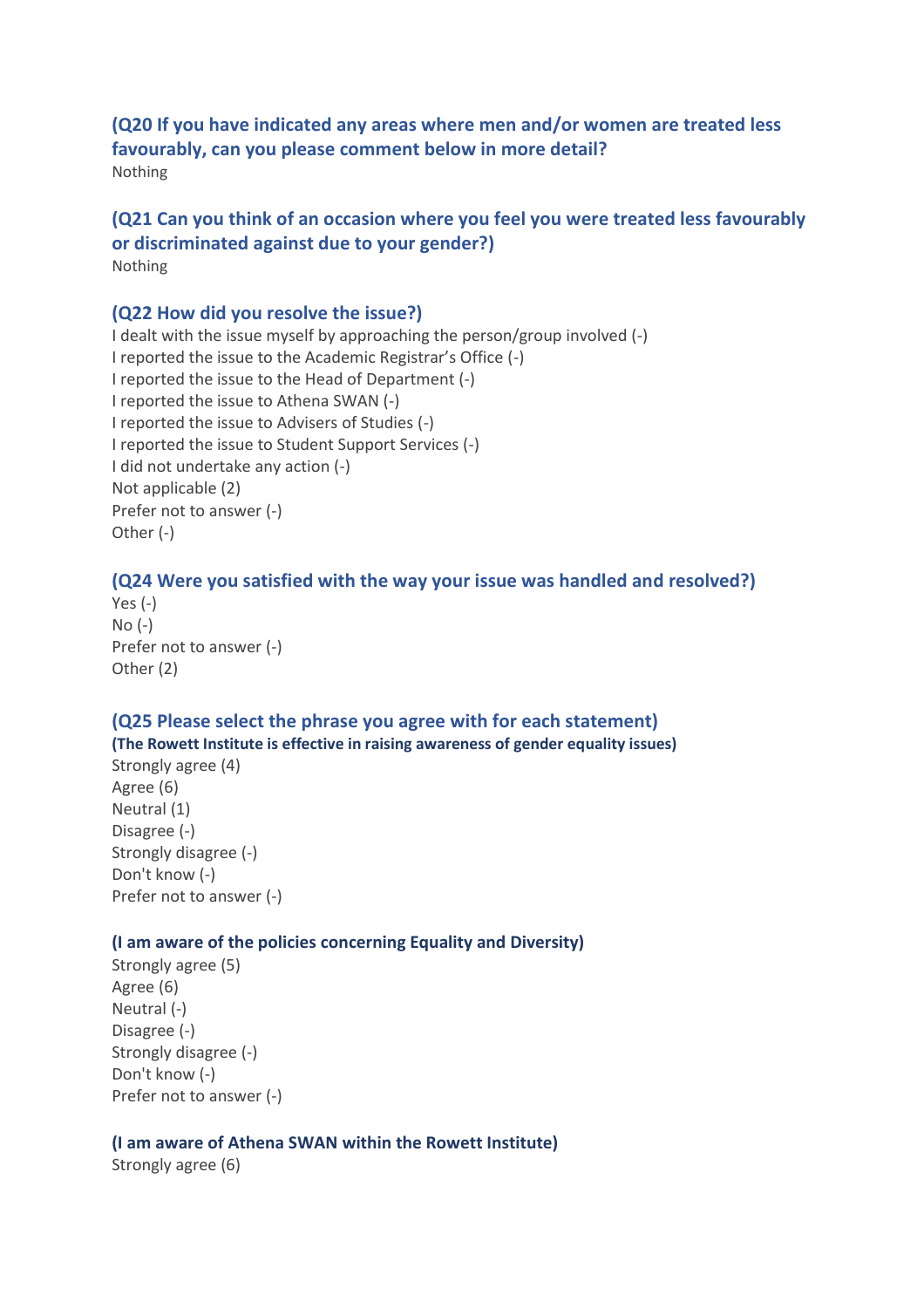### (Q20 If you have indicated any areas where men and/or women are treated less favourably, can you please comment below in more detail?

Nothing

### (Q21 Can you think of an occasion where you feel you were treated less favourably or discriminated against due to your gender?)

Nothing

### (Q22 How did you resolve the issue?)

I dealt with the issue myself by approaching the person/group involved (-)
I reported the issue to the Academic Registrar's Office (-)
I reported the issue to the Head of Department (-)
I reported the issue to Athena SWAN (-)
I reported the issue to Advisers of Studies (-)
I reported the issue to Student Support Services (-)
I did not undertake any action (-)
Not applicable (2)
Prefer not to answer (-)
Other (-)

### (Q24 Were you satisfied with the way your issue was handled and resolved?)

Yes (-)
No (-)
Prefer not to answer (-)
Other (2)

### (Q25 Please select the phrase you agree with for each statement)

**(The Rowett Institute is effective in raising awareness of gender equality issues)**

Strongly agree (4)
Agree (6)
Neutral (1)
Disagree (-)
Strongly disagree (-)
Don't know (-)
Prefer not to answer (-)

**(I am aware of the policies concerning Equality and Diversity)**

Strongly agree (5)
Agree (6)
Neutral (-)
Disagree (-)
Strongly disagree (-)
Don't know (-)
Prefer not to answer (-)

**(I am aware of Athena SWAN within the Rowett Institute)**

Strongly agree (6)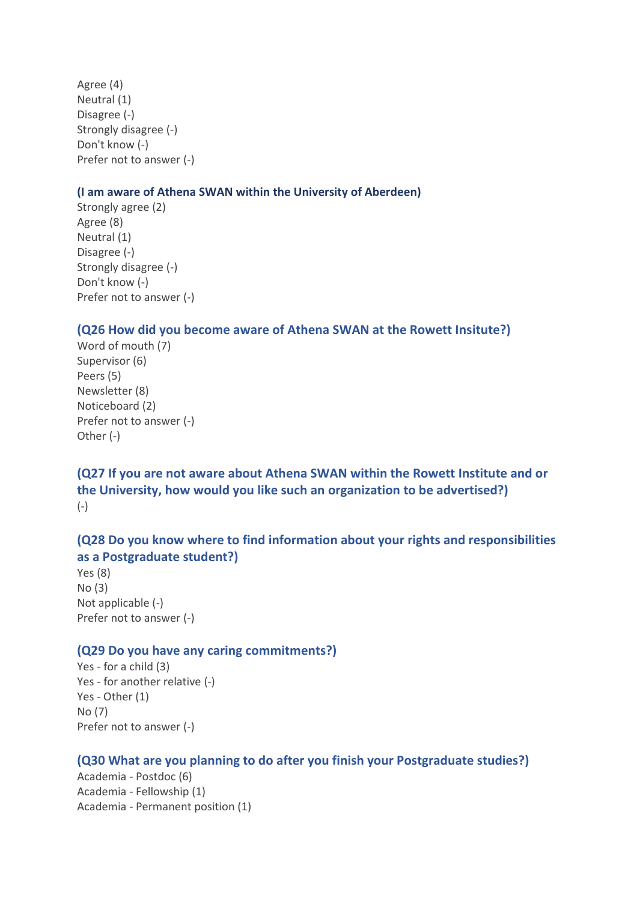Agree (4)  
Neutral (1)  
Disagree (-)  
Strongly disagree (-)  
Don't know (-)  
Prefer not to answer (-)

**(I am aware of Athena SWAN within the University of Aberdeen)**

Strongly agree (2)  
Agree (8)  
Neutral (1)  
Disagree (-)  
Strongly disagree (-)  
Don't know (-)  
Prefer not to answer (-)

### (Q26 How did you become aware of Athena SWAN at the Rowett Insitute?)

Word of mouth (7)  
Supervisor (6)  
Peers (5)  
Newsletter (8)  
Noticeboard (2)  
Prefer not to answer (-)  
Other (-)

### (Q27 If you are not aware about Athena SWAN within the Rowett Institute and or the University, how would you like such an organization to be advertised?)

(-)

### (Q28 Do you know where to find information about your rights and responsibilities as a Postgraduate student?)

Yes (8)  
No (3)  
Not applicable (-)  
Prefer not to answer (-)

### (Q29 Do you have any caring commitments?)

Yes - for a child (3)  
Yes - for another relative (-)  
Yes - Other (1)  
No (7)  
Prefer not to answer (-)

### (Q30 What are you planning to do after you finish your Postgraduate studies?)

Academia - Postdoc (6)  
Academia - Fellowship (1)  
Academia - Permanent position (1)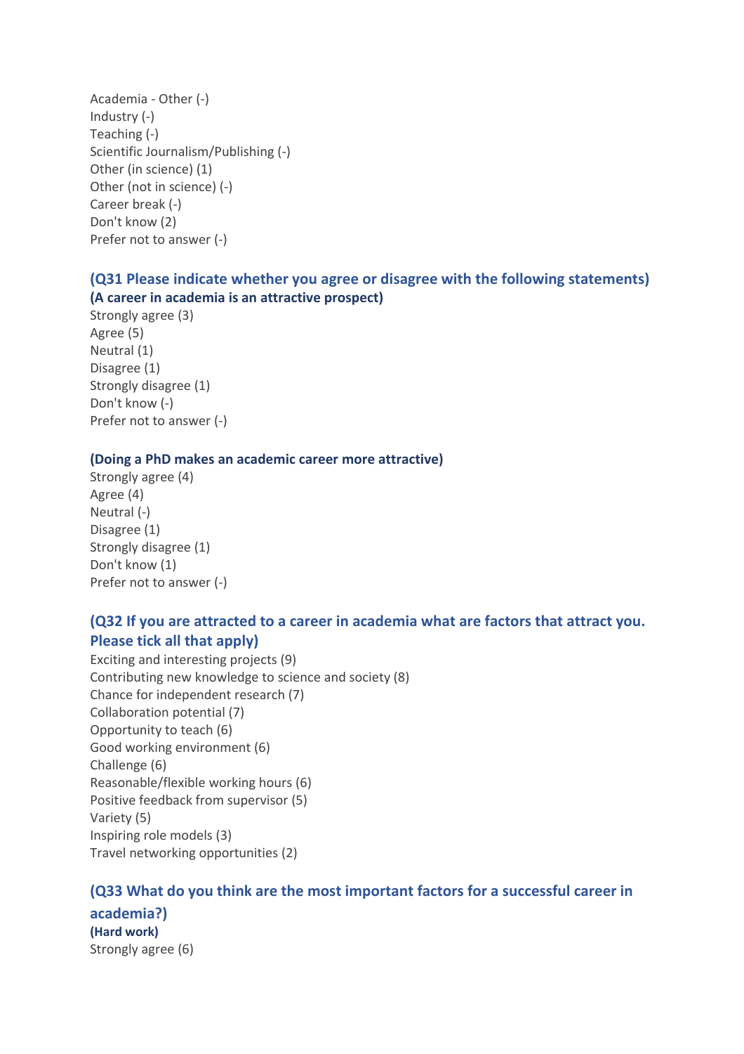Academia - Other (-)
Industry (-)
Teaching (-)
Scientific Journalism/Publishing (-)
Other (in science) (1)
Other (not in science) (-)
Career break (-)
Don't know (2)
Prefer not to answer (-)

## (Q31 Please indicate whether you agree or disagree with the following statements)

**(A career in academia is an attractive prospect)**

Strongly agree (3)
Agree (5)
Neutral (1)
Disagree (1)
Strongly disagree (1)
Don't know (-)
Prefer not to answer (-)

**(Doing a PhD makes an academic career more attractive)**

Strongly agree (4)
Agree (4)
Neutral (-)
Disagree (1)
Strongly disagree (1)
Don't know (1)
Prefer not to answer (-)

## (Q32 If you are attracted to a career in academia what are factors that attract you. Please tick all that apply)

Exciting and interesting projects (9)
Contributing new knowledge to science and society (8)
Chance for independent research (7)
Collaboration potential (7)
Opportunity to teach (6)
Good working environment (6)
Challenge (6)
Reasonable/flexible working hours (6)
Positive feedback from supervisor (5)
Variety (5)
Inspiring role models (3)
Travel networking opportunities (2)

## (Q33 What do you think are the most important factors for a successful career in academia?)

**(Hard work)**

Strongly agree (6)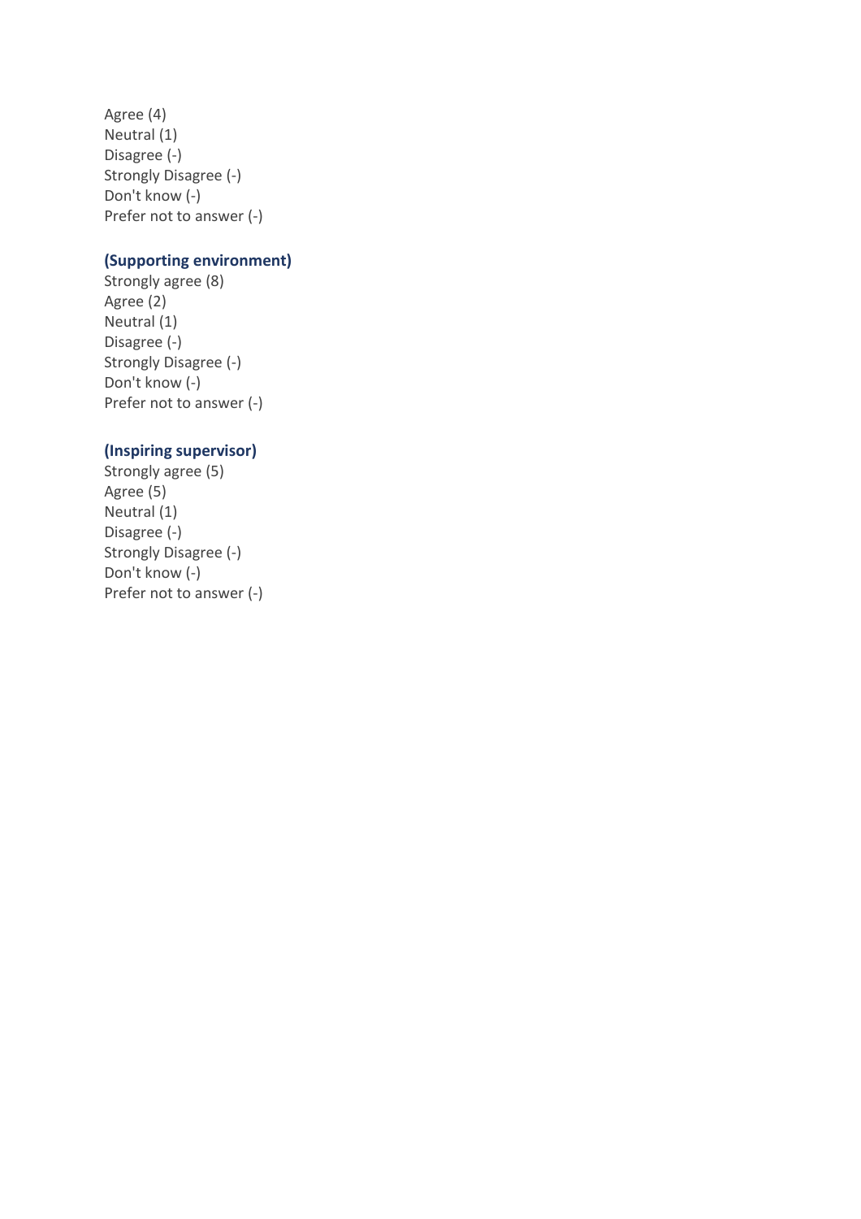Agree (4)
Neutral (1)
Disagree (-)
Strongly Disagree (-)
Don't know (-)
Prefer not to answer (-)

**(Supporting environment)**
Strongly agree (8)
Agree (2)
Neutral (1)
Disagree (-)
Strongly Disagree (-)
Don't know (-)
Prefer not to answer (-)

**(Inspiring supervisor)**
Strongly agree (5)
Agree (5)
Neutral (1)
Disagree (-)
Strongly Disagree (-)
Don't know (-)
Prefer not to answer (-)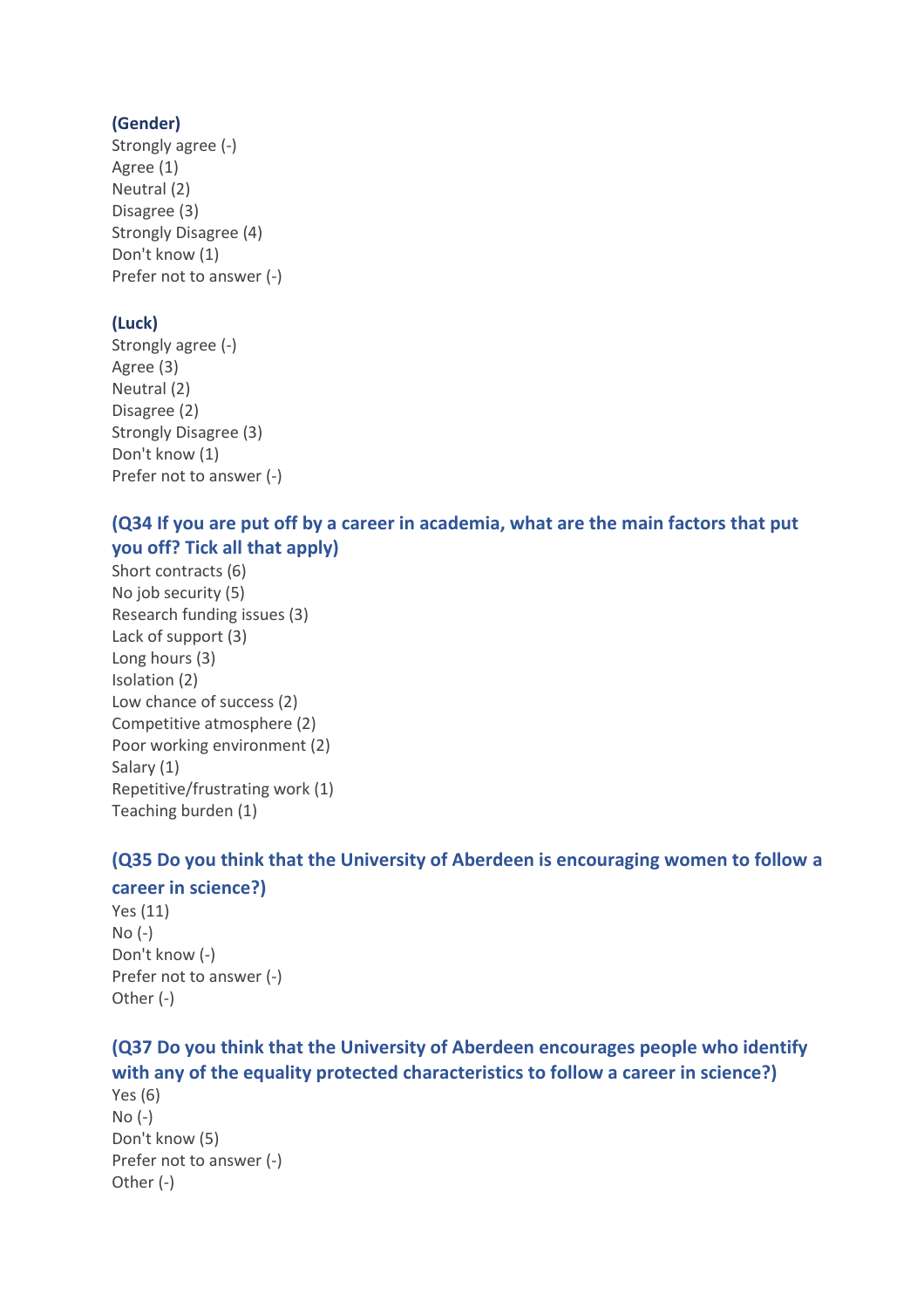**(Gender)**

Strongly agree (-)
Agree (1)
Neutral (2)
Disagree (3)
Strongly Disagree (4)
Don't know (1)
Prefer not to answer (-)

**(Luck)**

Strongly agree (-)
Agree (3)
Neutral (2)
Disagree (2)
Strongly Disagree (3)
Don't know (1)
Prefer not to answer (-)

### (Q34 If you are put off by a career in academia, what are the main factors that put you off? Tick all that apply)

Short contracts (6)
No job security (5)
Research funding issues (3)
Lack of support (3)
Long hours (3)
Isolation (2)
Low chance of success (2)
Competitive atmosphere (2)
Poor working environment (2)
Salary (1)
Repetitive/frustrating work (1)
Teaching burden (1)

### (Q35 Do you think that the University of Aberdeen is encouraging women to follow a career in science?)

Yes (11)
No (-)
Don't know (-)
Prefer not to answer (-)
Other (-)

### (Q37 Do you think that the University of Aberdeen encourages people who identify with any of the equality protected characteristics to follow a career in science?)

Yes (6)
No (-)
Don't know (5)
Prefer not to answer (-)
Other (-)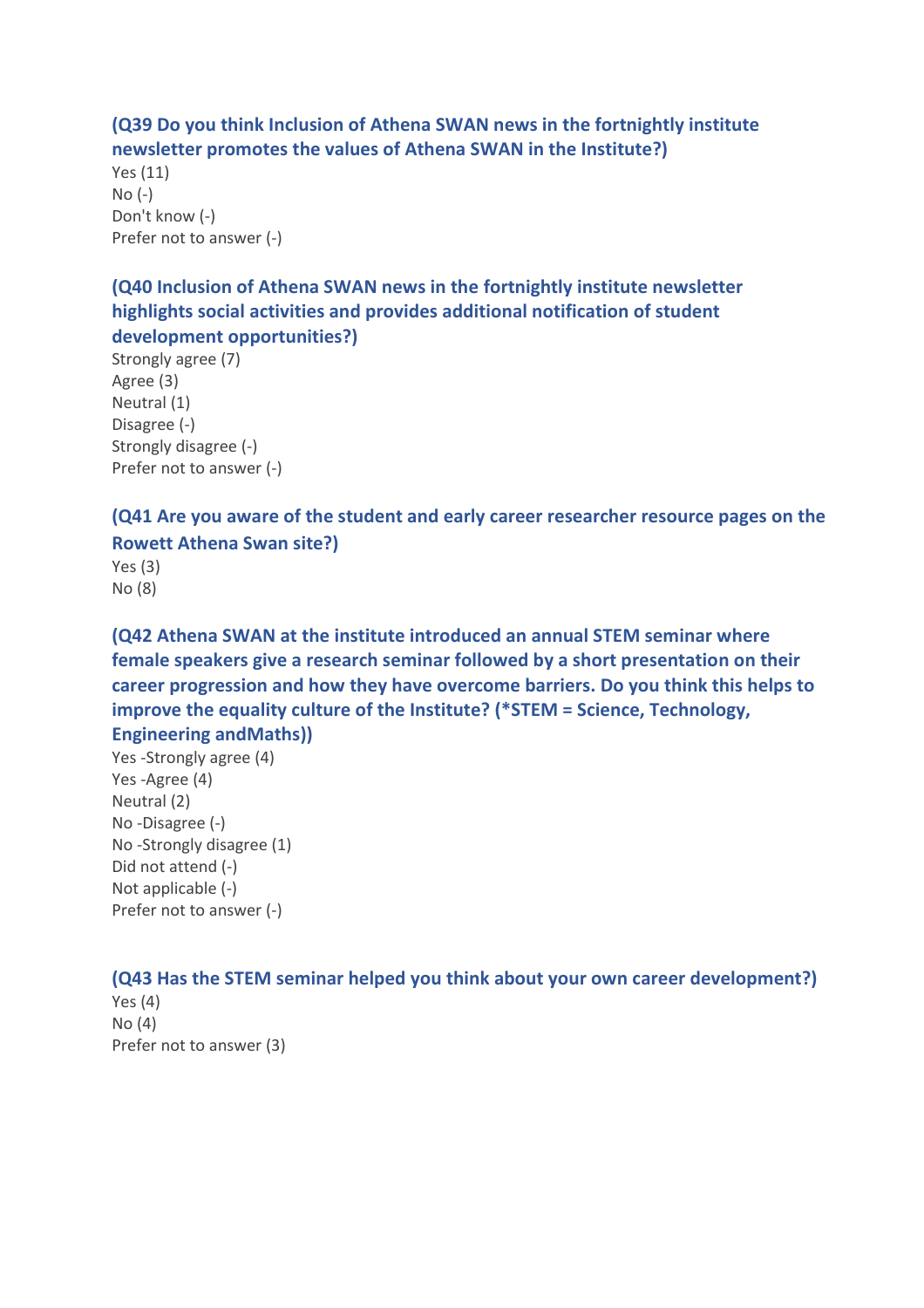**(Q39 Do you think Inclusion of Athena SWAN news in the fortnightly institute newsletter promotes the values of Athena SWAN in the Institute?)**

Yes (11)
No (-)
Don't know (-)
Prefer not to answer (-)

**(Q40 Inclusion of Athena SWAN news in the fortnightly institute newsletter highlights social activities and provides additional notification of student development opportunities?)**

Strongly agree (7)
Agree (3)
Neutral (1)
Disagree (-)
Strongly disagree (-)
Prefer not to answer (-)

**(Q41 Are you aware of the student and early career researcher resource pages on the Rowett Athena Swan site?)**

Yes (3)
No (8)

**(Q42 Athena SWAN at the institute introduced an annual STEM seminar where female speakers give a research seminar followed by a short presentation on their career progression and how they have overcome barriers. Do you think this helps to improve the equality culture of the Institute? (*STEM = Science, Technology, Engineering andMaths))**

Yes -Strongly agree (4)
Yes -Agree (4)
Neutral (2)
No -Disagree (-)
No -Strongly disagree (1)
Did not attend (-)
Not applicable (-)
Prefer not to answer (-)

**(Q43 Has the STEM seminar helped you think about your own career development?)**

Yes (4)
No (4)
Prefer not to answer (3)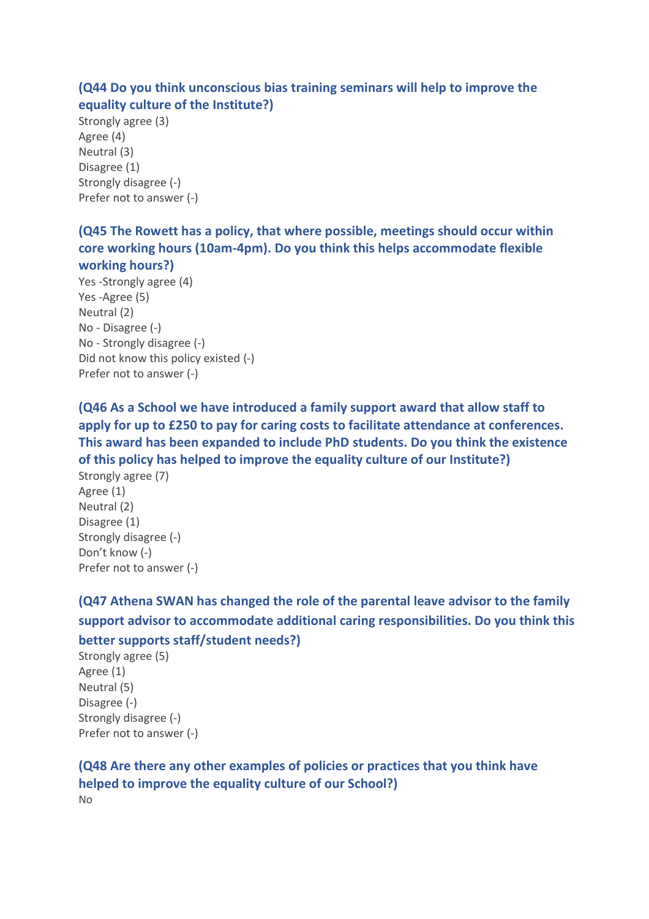**(Q44 Do you think unconscious bias training seminars will help to improve the equality culture of the Institute?)**

Strongly agree (3)
Agree (4)
Neutral (3)
Disagree (1)
Strongly disagree (-)
Prefer not to answer (-)

**(Q45 The Rowett has a policy, that where possible, meetings should occur within core working hours (10am-4pm). Do you think this helps accommodate flexible working hours?)**

Yes -Strongly agree (4)
Yes -Agree (5)
Neutral (2)
No - Disagree (-)
No - Strongly disagree (-)
Did not know this policy existed (-)
Prefer not to answer (-)

**(Q46 As a School we have introduced a family support award that allow staff to apply for up to £250 to pay for caring costs to facilitate attendance at conferences. This award has been expanded to include PhD students. Do you think the existence of this policy has helped to improve the equality culture of our Institute?)**

Strongly agree (7)
Agree (1)
Neutral (2)
Disagree (1)
Strongly disagree (-)
Don't know (-)
Prefer not to answer (-)

**(Q47 Athena SWAN has changed the role of the parental leave advisor to the family support advisor to accommodate additional caring responsibilities. Do you think this better supports staff/student needs?)**

Strongly agree (5)
Agree (1)
Neutral (5)
Disagree (-)
Strongly disagree (-)
Prefer not to answer (-)

**(Q48 Are there any other examples of policies or practices that you think have helped to improve the equality culture of our School?)**

No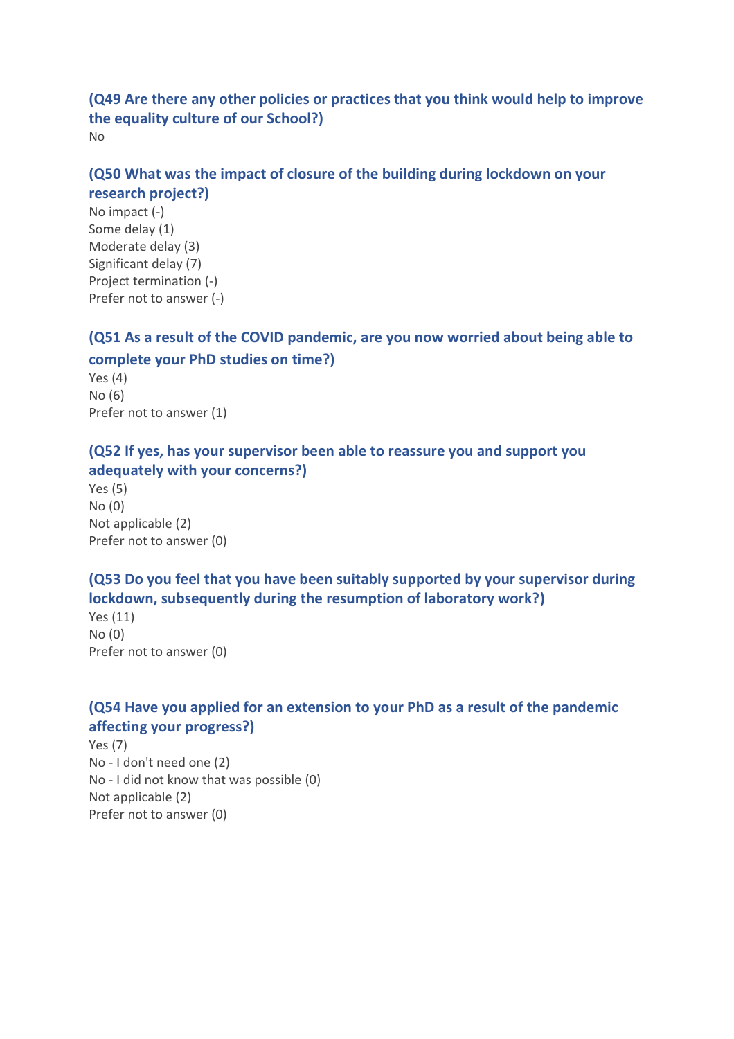### (Q49 Are there any other policies or practices that you think would help to improve the equality culture of our School?)

No

### (Q50 What was the impact of closure of the building during lockdown on your research project?)

No impact (-)
Some delay (1)
Moderate delay (3)
Significant delay (7)
Project termination (-)
Prefer not to answer (-)

### (Q51 As a result of the COVID pandemic, are you now worried about being able to complete your PhD studies on time?)

Yes (4)
No (6)
Prefer not to answer (1)

### (Q52 If yes, has your supervisor been able to reassure you and support you adequately with your concerns?)

Yes (5)
No (0)
Not applicable (2)
Prefer not to answer (0)

### (Q53 Do you feel that you have been suitably supported by your supervisor during lockdown, subsequently during the resumption of laboratory work?)

Yes (11)
No (0)
Prefer not to answer (0)

### (Q54 Have you applied for an extension to your PhD as a result of the pandemic affecting your progress?)

Yes (7)
No - I don't need one (2)
No - I did not know that was possible (0)
Not applicable (2)
Prefer not to answer (0)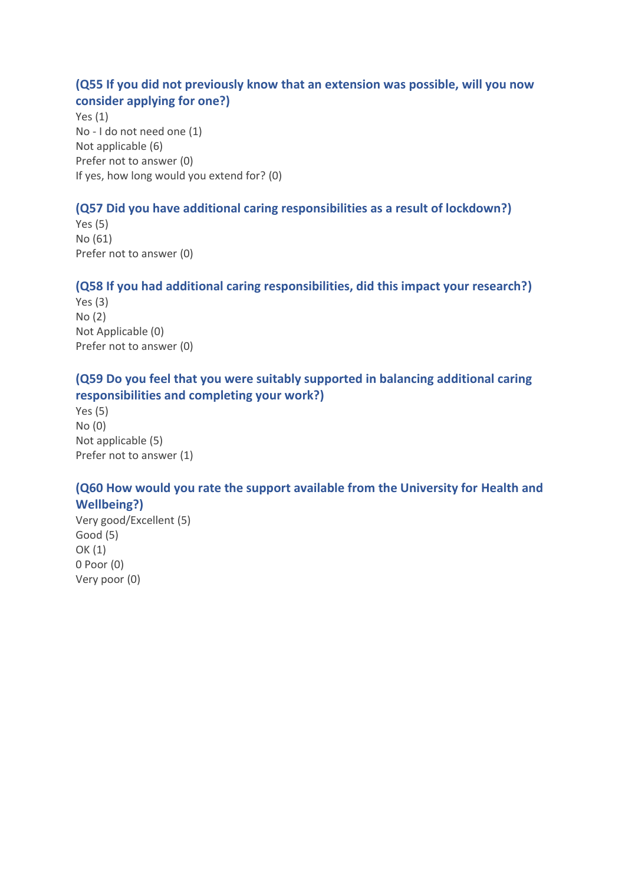### (Q55 If you did not previously know that an extension was possible, will you now consider applying for one?)

Yes (1)
No - I do not need one (1)
Not applicable (6)
Prefer not to answer (0)
If yes, how long would you extend for? (0)

### (Q57 Did you have additional caring responsibilities as a result of lockdown?)

Yes (5)
No (61)
Prefer not to answer (0)

### (Q58 If you had additional caring responsibilities, did this impact your research?)

Yes (3)
No (2)
Not Applicable (0)
Prefer not to answer (0)

### (Q59 Do you feel that you were suitably supported in balancing additional caring responsibilities and completing your work?)

Yes (5)
No (0)
Not applicable (5)
Prefer not to answer (1)

### (Q60 How would you rate the support available from the University for Health and Wellbeing?)

Very good/Excellent (5)
Good (5)
OK (1)
0 Poor (0)
Very poor (0)